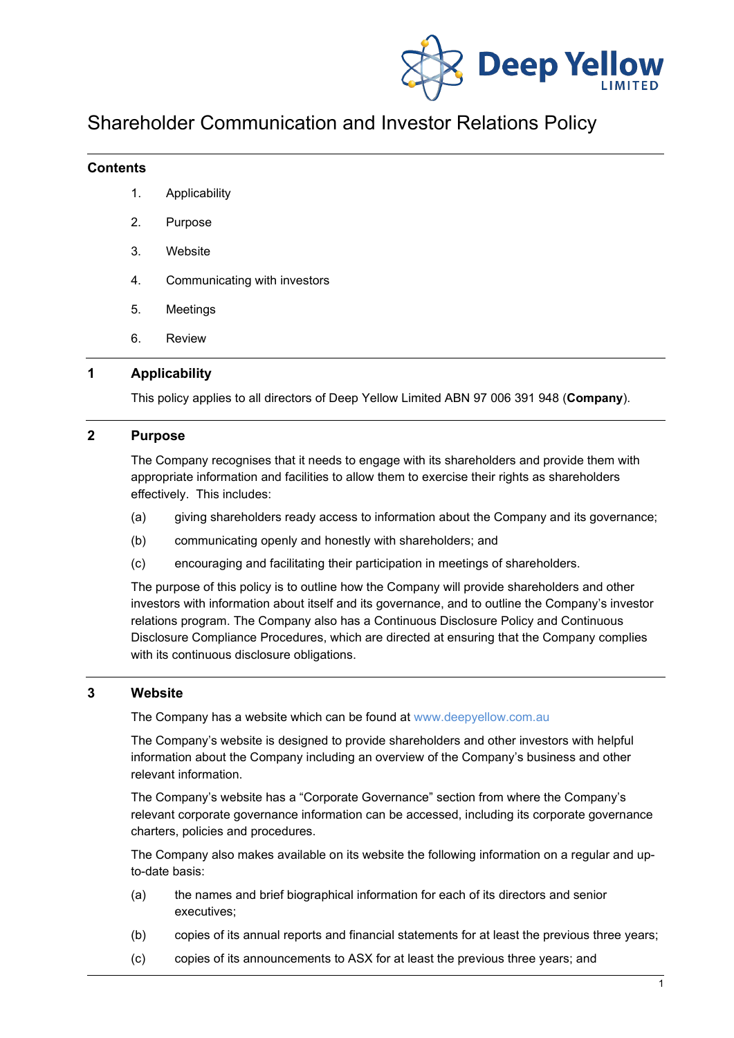# Shareholder Communication and Investor Relations Policy

## Contents

1. Applicability
2. Purpose
3. Website
4. Communicating with investors
5. Meetings
6. Review

## 1 Applicability

This policy applies to all directors of Deep Yellow Limited ABN 97 006 391 948 (**Company**).

## 2 Purpose

The Company recognises that it needs to engage with its shareholders and provide them with appropriate information and facilities to allow them to exercise their rights as shareholders effectively. This includes:

(a) giving shareholders ready access to information about the Company and its governance;

(b) communicating openly and honestly with shareholders; and

(c) encouraging and facilitating their participation in meetings of shareholders.

The purpose of this policy is to outline how the Company will provide shareholders and other investors with information about itself and its governance, and to outline the Company's investor relations program. The Company also has a Continuous Disclosure Policy and Continuous Disclosure Compliance Procedures, which are directed at ensuring that the Company complies with its continuous disclosure obligations.

## 3 Website

The Company has a website which can be found at www.deepyellow.com.au

The Company's website is designed to provide shareholders and other investors with helpful information about the Company including an overview of the Company's business and other relevant information.

The Company's website has a "Corporate Governance" section from where the Company's relevant corporate governance information can be accessed, including its corporate governance charters, policies and procedures.

The Company also makes available on its website the following information on a regular and up-to-date basis:

(a) the names and brief biographical information for each of its directors and senior executives;

(b) copies of its annual reports and financial statements for at least the previous three years;

(c) copies of its announcements to ASX for at least the previous three years; and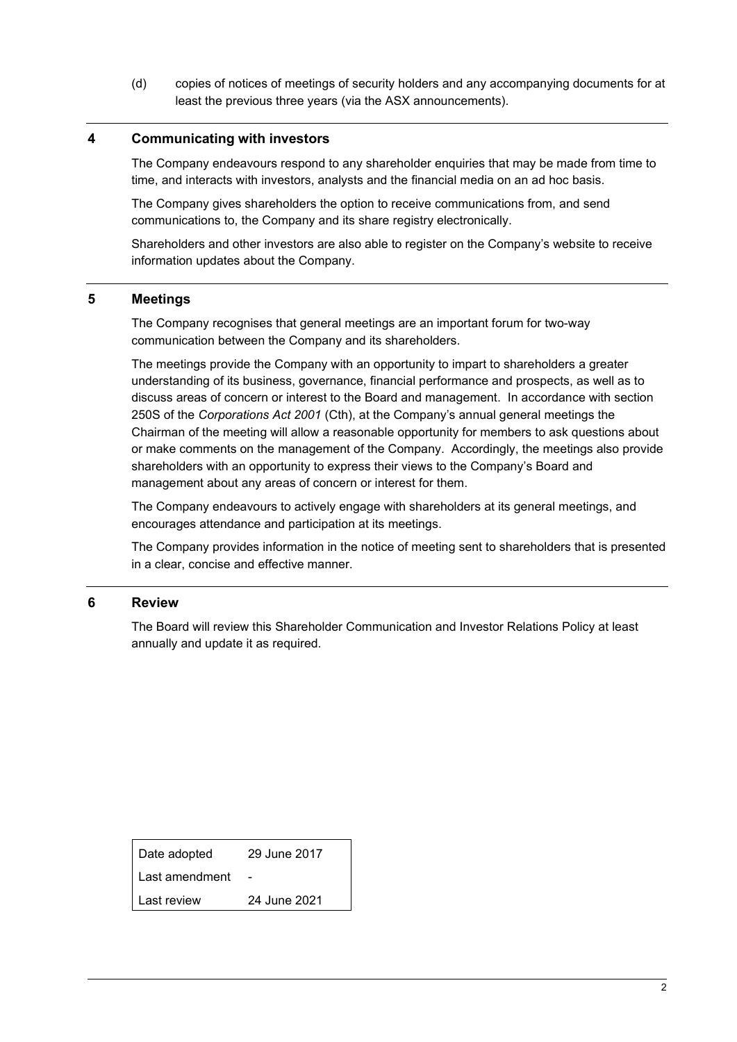(d) copies of notices of meetings of security holders and any accompanying documents for at least the previous three years (via the ASX announcements).

## 4 Communicating with investors

The Company endeavours respond to any shareholder enquiries that may be made from time to time, and interacts with investors, analysts and the financial media on an ad hoc basis.

The Company gives shareholders the option to receive communications from, and send communications to, the Company and its share registry electronically.

Shareholders and other investors are also able to register on the Company's website to receive information updates about the Company.

## 5 Meetings

The Company recognises that general meetings are an important forum for two-way communication between the Company and its shareholders.

The meetings provide the Company with an opportunity to impart to shareholders a greater understanding of its business, governance, financial performance and prospects, as well as to discuss areas of concern or interest to the Board and management. In accordance with section 250S of the *Corporations Act 2001* (Cth), at the Company's annual general meetings the Chairman of the meeting will allow a reasonable opportunity for members to ask questions about or make comments on the management of the Company. Accordingly, the meetings also provide shareholders with an opportunity to express their views to the Company's Board and management about any areas of concern or interest for them.

The Company endeavours to actively engage with shareholders at its general meetings, and encourages attendance and participation at its meetings.

The Company provides information in the notice of meeting sent to shareholders that is presented in a clear, concise and effective manner.

## 6 Review

The Board will review this Shareholder Communication and Investor Relations Policy at least annually and update it as required.

| | |
|---|---|
| Date adopted | 29 June 2017 |
| Last amendment | - |
| Last review | 24 June 2021 |